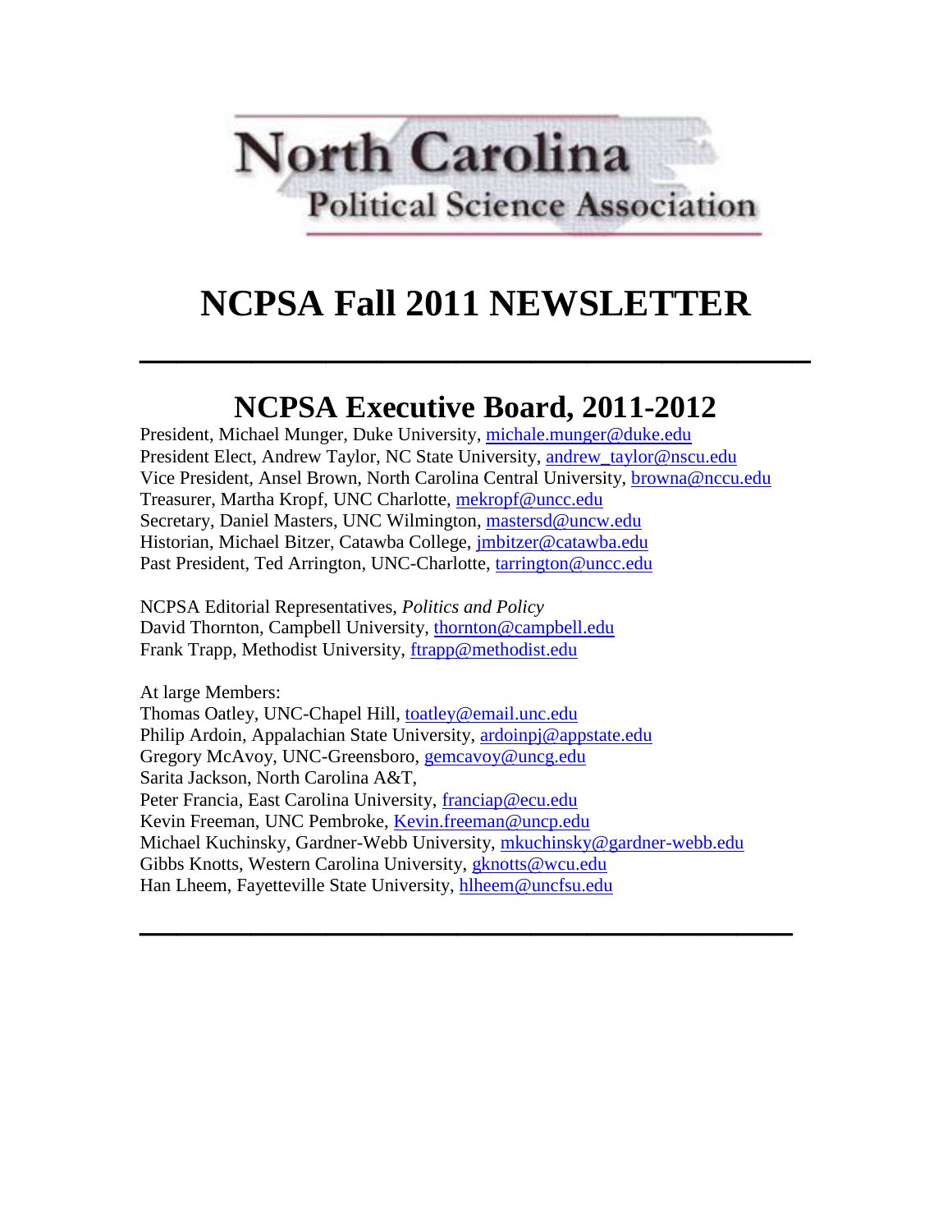North Carolina
Political Science Association

# NCPSA Fall 2011 NEWSLETTER

---

## NCPSA Executive Board, 2011-2012

President, Michael Munger, Duke University, michale.munger@duke.edu
President Elect, Andrew Taylor, NC State University, andrew_taylor@nscu.edu
Vice President, Ansel Brown, North Carolina Central University, browna@nccu.edu
Treasurer, Martha Kropf, UNC Charlotte, mekropf@uncc.edu
Secretary, Daniel Masters, UNC Wilmington, mastersd@uncw.edu
Historian, Michael Bitzer, Catawba College, jmbitzer@catawba.edu
Past President, Ted Arrington, UNC-Charlotte, tarrington@uncc.edu

NCPSA Editorial Representatives, *Politics and Policy*
David Thornton, Campbell University, thornton@campbell.edu
Frank Trapp, Methodist University, ftrapp@methodist.edu

At large Members:
Thomas Oatley, UNC-Chapel Hill, toatley@email.unc.edu
Philip Ardoin, Appalachian State University, ardoinpj@appstate.edu
Gregory McAvoy, UNC-Greensboro, gemcavoy@uncg.edu
Sarita Jackson, North Carolina A&T,
Peter Francia, East Carolina University, franciap@ecu.edu
Kevin Freeman, UNC Pembroke, Kevin.freeman@uncp.edu
Michael Kuchinsky, Gardner-Webb University, mkuchinsky@gardner-webb.edu
Gibbs Knotts, Western Carolina University, gknotts@wcu.edu
Han Lheem, Fayetteville State University, hlheem@uncfsu.edu

---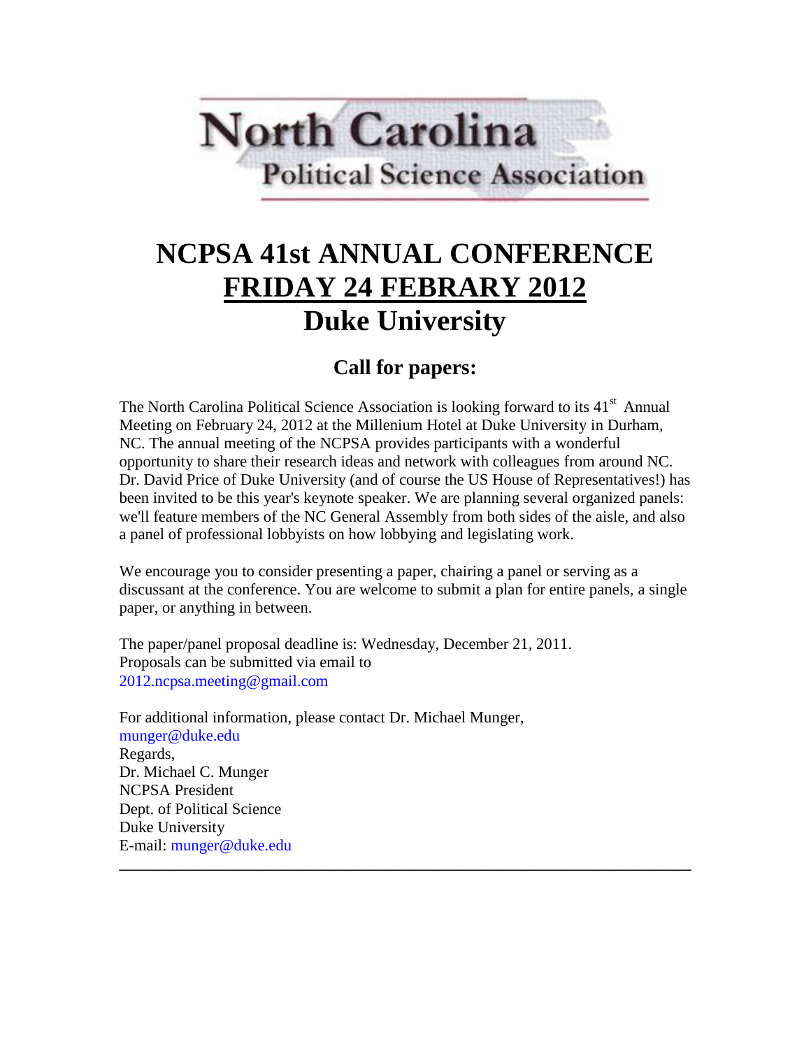# North Carolina
## Political Science Association

# NCPSA 41st ANNUAL CONFERENCE
# <u>FRIDAY 24 FEBRARY 2012</u>
# Duke University

## Call for papers:

The North Carolina Political Science Association is looking forward to its 41st Annual Meeting on February 24, 2012 at the Millenium Hotel at Duke University in Durham, NC. The annual meeting of the NCPSA provides participants with a wonderful opportunity to share their research ideas and network with colleagues from around NC. Dr. David Price of Duke University (and of course the US House of Representatives!) has been invited to be this year's keynote speaker. We are planning several organized panels: we'll feature members of the NC General Assembly from both sides of the aisle, and also a panel of professional lobbyists on how lobbying and legislating work.

We encourage you to consider presenting a paper, chairing a panel or serving as a discussant at the conference. You are welcome to submit a plan for entire panels, a single paper, or anything in between.

The paper/panel proposal deadline is: Wednesday, December 21, 2011.
Proposals can be submitted via email to
2012.ncpsa.meeting@gmail.com

For additional information, please contact Dr. Michael Munger,
munger@duke.edu
Regards,
Dr. Michael C. Munger
NCPSA President
Dept. of Political Science
Duke University
E-mail: munger@duke.edu

---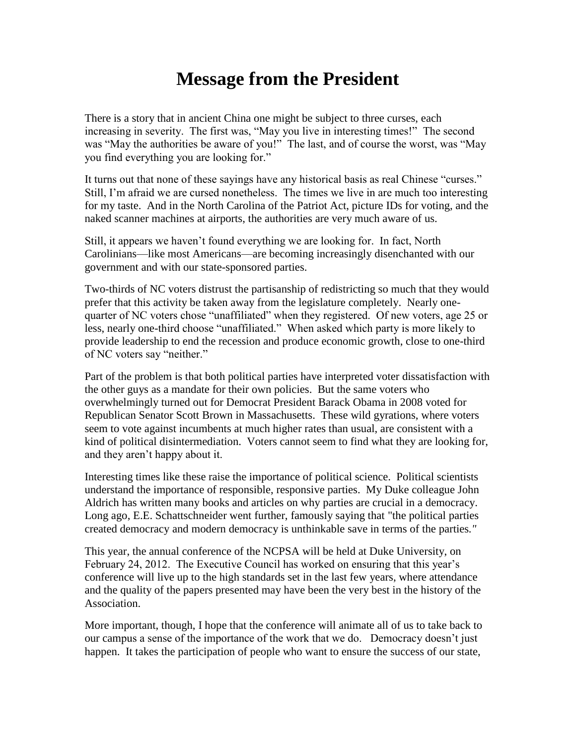# Message from the President

There is a story that in ancient China one might be subject to three curses, each increasing in severity. The first was, "May you live in interesting times!" The second was "May the authorities be aware of you!" The last, and of course the worst, was "May you find everything you are looking for."

It turns out that none of these sayings have any historical basis as real Chinese "curses." Still, I'm afraid we are cursed nonetheless. The times we live in are much too interesting for my taste. And in the North Carolina of the Patriot Act, picture IDs for voting, and the naked scanner machines at airports, the authorities are very much aware of us.

Still, it appears we haven't found everything we are looking for. In fact, North Carolinians—like most Americans—are becoming increasingly disenchanted with our government and with our state-sponsored parties.

Two-thirds of NC voters distrust the partisanship of redistricting so much that they would prefer that this activity be taken away from the legislature completely. Nearly one-quarter of NC voters chose "unaffiliated" when they registered. Of new voters, age 25 or less, nearly one-third choose "unaffiliated." When asked which party is more likely to provide leadership to end the recession and produce economic growth, close to one-third of NC voters say "neither."

Part of the problem is that both political parties have interpreted voter dissatisfaction with the other guys as a mandate for their own policies. But the same voters who overwhelmingly turned out for Democrat President Barack Obama in 2008 voted for Republican Senator Scott Brown in Massachusetts. These wild gyrations, where voters seem to vote against incumbents at much higher rates than usual, are consistent with a kind of political disintermediation. Voters cannot seem to find what they are looking for, and they aren't happy about it.

Interesting times like these raise the importance of political science. Political scientists understand the importance of responsible, responsive parties. My Duke colleague John Aldrich has written many books and articles on why parties are crucial in a democracy. Long ago, E.E. Schattschneider went further, famously saying that "the political parties created democracy and modern democracy is unthinkable save in terms of the parties."

This year, the annual conference of the NCPSA will be held at Duke University, on February 24, 2012. The Executive Council has worked on ensuring that this year's conference will live up to the high standards set in the last few years, where attendance and the quality of the papers presented may have been the very best in the history of the Association.

More important, though, I hope that the conference will animate all of us to take back to our campus a sense of the importance of the work that we do. Democracy doesn't just happen. It takes the participation of people who want to ensure the success of our state,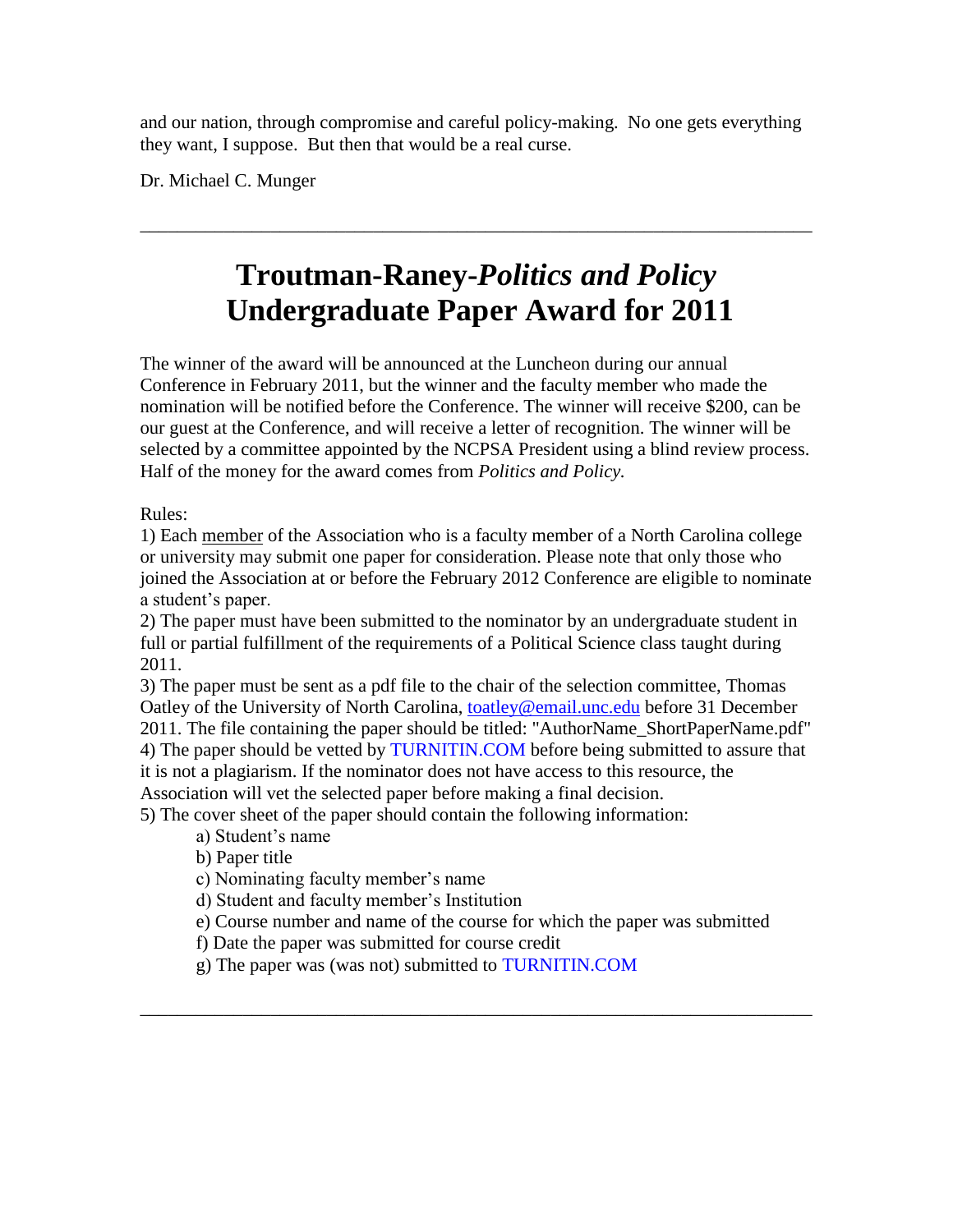and our nation, through compromise and careful policy-making. No one gets everything they want, I suppose. But then that would be a real curse.

Dr. Michael C. Munger

---

# Troutman-Raney-*Politics and Policy* Undergraduate Paper Award for 2011

The winner of the award will be announced at the Luncheon during our annual Conference in February 2011, but the winner and the faculty member who made the nomination will be notified before the Conference. The winner will receive $200, can be our guest at the Conference, and will receive a letter of recognition. The winner will be selected by a committee appointed by the NCPSA President using a blind review process. Half of the money for the award comes from *Politics and Policy.*

Rules:

1) Each member of the Association who is a faculty member of a North Carolina college or university may submit one paper for consideration. Please note that only those who joined the Association at or before the February 2012 Conference are eligible to nominate a student's paper.

2) The paper must have been submitted to the nominator by an undergraduate student in full or partial fulfillment of the requirements of a Political Science class taught during 2011.

3) The paper must be sent as a pdf file to the chair of the selection committee, Thomas Oatley of the University of North Carolina, toatley@email.unc.edu before 31 December 2011. The file containing the paper should be titled: "AuthorName_ShortPaperName.pdf"

4) The paper should be vetted by TURNITIN.COM before being submitted to assure that it is not a plagiarism. If the nominator does not have access to this resource, the Association will vet the selected paper before making a final decision.

5) The cover sheet of the paper should contain the following information:

- a) Student's name
- b) Paper title
- c) Nominating faculty member's name
- d) Student and faculty member's Institution
- e) Course number and name of the course for which the paper was submitted
- f) Date the paper was submitted for course credit
- g) The paper was (was not) submitted to TURNITIN.COM

---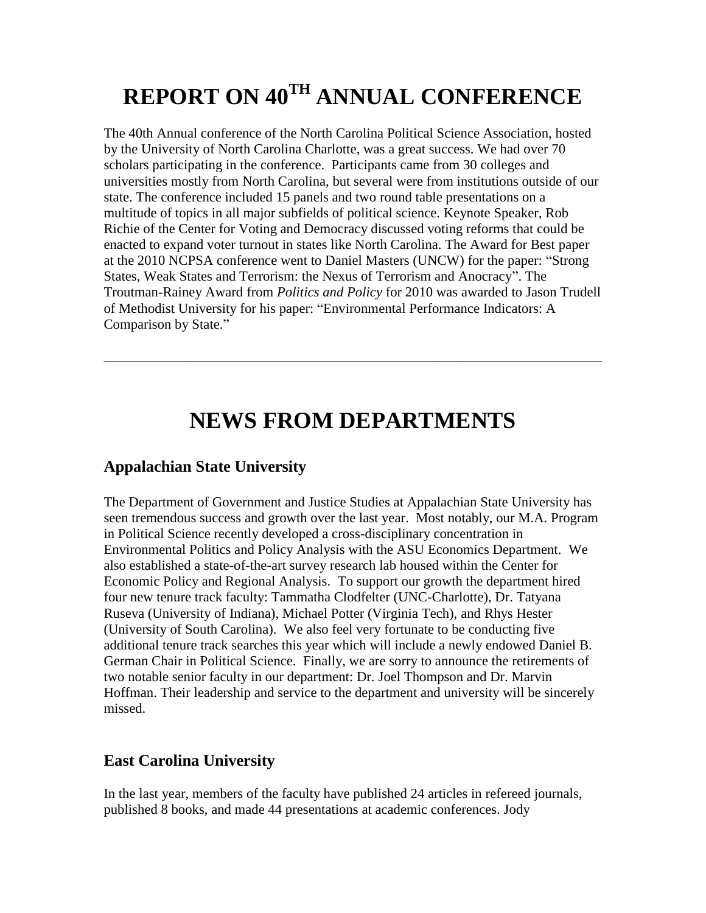# REPORT ON 40TH ANNUAL CONFERENCE

The 40th Annual conference of the North Carolina Political Science Association, hosted by the University of North Carolina Charlotte, was a great success. We had over 70 scholars participating in the conference. Participants came from 30 colleges and universities mostly from North Carolina, but several were from institutions outside of our state. The conference included 15 panels and two round table presentations on a multitude of topics in all major subfields of political science. Keynote Speaker, Rob Richie of the Center for Voting and Democracy discussed voting reforms that could be enacted to expand voter turnout in states like North Carolina. The Award for Best paper at the 2010 NCPSA conference went to Daniel Masters (UNCW) for the paper: "Strong States, Weak States and Terrorism: the Nexus of Terrorism and Anocracy". The Troutman-Rainey Award from *Politics and Policy* for 2010 was awarded to Jason Trudell of Methodist University for his paper: "Environmental Performance Indicators: A Comparison by State."

---

# NEWS FROM DEPARTMENTS

## Appalachian State University

The Department of Government and Justice Studies at Appalachian State University has seen tremendous success and growth over the last year. Most notably, our M.A. Program in Political Science recently developed a cross-disciplinary concentration in Environmental Politics and Policy Analysis with the ASU Economics Department. We also established a state-of-the-art survey research lab housed within the Center for Economic Policy and Regional Analysis. To support our growth the department hired four new tenure track faculty: Tammatha Clodfelter (UNC-Charlotte), Dr. Tatyana Ruseva (University of Indiana), Michael Potter (Virginia Tech), and Rhys Hester (University of South Carolina). We also feel very fortunate to be conducting five additional tenure track searches this year which will include a newly endowed Daniel B. German Chair in Political Science. Finally, we are sorry to announce the retirements of two notable senior faculty in our department: Dr. Joel Thompson and Dr. Marvin Hoffman. Their leadership and service to the department and university will be sincerely missed.

## East Carolina University

In the last year, members of the faculty have published 24 articles in refereed journals, published 8 books, and made 44 presentations at academic conferences. Jody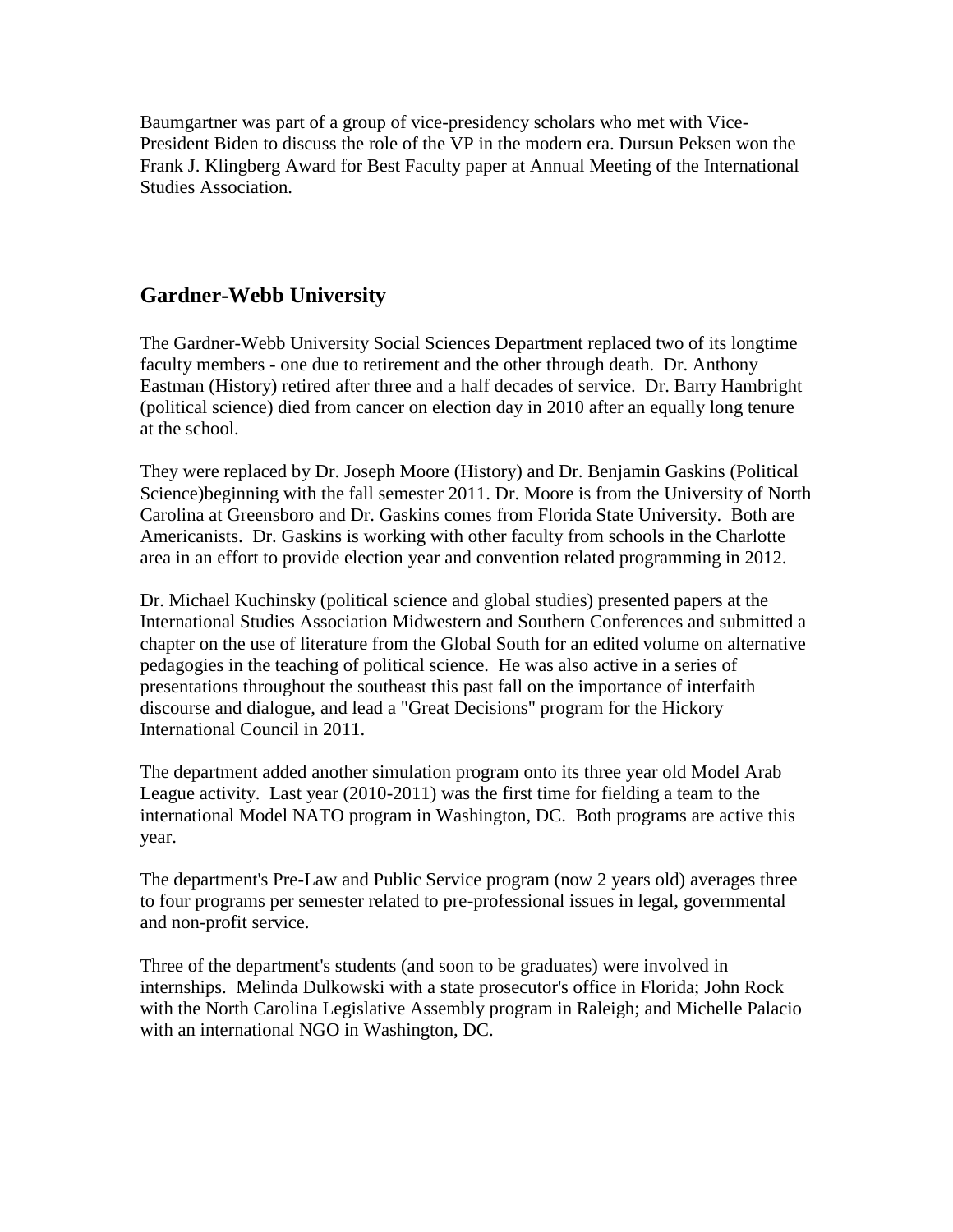Baumgartner was part of a group of vice-presidency scholars who met with Vice-President Biden to discuss the role of the VP in the modern era. Dursun Peksen won the Frank J. Klingberg Award for Best Faculty paper at Annual Meeting of the International Studies Association.

## Gardner-Webb University

The Gardner-Webb University Social Sciences Department replaced two of its longtime faculty members - one due to retirement and the other through death. Dr. Anthony Eastman (History) retired after three and a half decades of service. Dr. Barry Hambright (political science) died from cancer on election day in 2010 after an equally long tenure at the school.

They were replaced by Dr. Joseph Moore (History) and Dr. Benjamin Gaskins (Political Science)beginning with the fall semester 2011. Dr. Moore is from the University of North Carolina at Greensboro and Dr. Gaskins comes from Florida State University. Both are Americanists. Dr. Gaskins is working with other faculty from schools in the Charlotte area in an effort to provide election year and convention related programming in 2012.

Dr. Michael Kuchinsky (political science and global studies) presented papers at the International Studies Association Midwestern and Southern Conferences and submitted a chapter on the use of literature from the Global South for an edited volume on alternative pedagogies in the teaching of political science. He was also active in a series of presentations throughout the southeast this past fall on the importance of interfaith discourse and dialogue, and lead a "Great Decisions" program for the Hickory International Council in 2011.

The department added another simulation program onto its three year old Model Arab League activity. Last year (2010-2011) was the first time for fielding a team to the international Model NATO program in Washington, DC. Both programs are active this year.

The department's Pre-Law and Public Service program (now 2 years old) averages three to four programs per semester related to pre-professional issues in legal, governmental and non-profit service.

Three of the department's students (and soon to be graduates) were involved in internships. Melinda Dulkowski with a state prosecutor's office in Florida; John Rock with the North Carolina Legislative Assembly program in Raleigh; and Michelle Palacio with an international NGO in Washington, DC.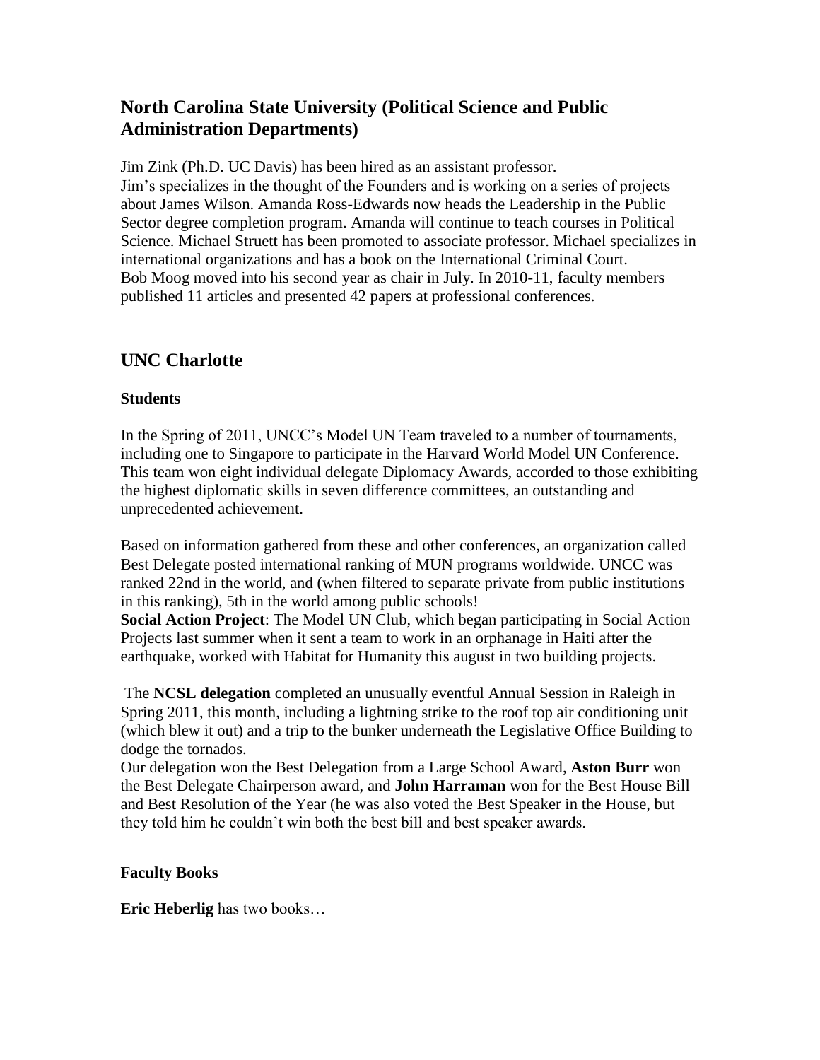## North Carolina State University (Political Science and Public Administration Departments)

Jim Zink (Ph.D. UC Davis) has been hired as an assistant professor.
Jim's specializes in the thought of the Founders and is working on a series of projects about James Wilson. Amanda Ross-Edwards now heads the Leadership in the Public Sector degree completion program. Amanda will continue to teach courses in Political Science. Michael Struett has been promoted to associate professor. Michael specializes in international organizations and has a book on the International Criminal Court.
Bob Moog moved into his second year as chair in July. In 2010-11, faculty members published 11 articles and presented 42 papers at professional conferences.

## UNC Charlotte

### Students

In the Spring of 2011, UNCC's Model UN Team traveled to a number of tournaments, including one to Singapore to participate in the Harvard World Model UN Conference. This team won eight individual delegate Diplomacy Awards, accorded to those exhibiting the highest diplomatic skills in seven difference committees, an outstanding and unprecedented achievement.

Based on information gathered from these and other conferences, an organization called Best Delegate posted international ranking of MUN programs worldwide. UNCC was ranked 22nd in the world, and (when filtered to separate private from public institutions in this ranking), 5th in the world among public schools!
**Social Action Project**: The Model UN Club, which began participating in Social Action Projects last summer when it sent a team to work in an orphanage in Haiti after the earthquake, worked with Habitat for Humanity this august in two building projects.

The **NCSL delegation** completed an unusually eventful Annual Session in Raleigh in Spring 2011, this month, including a lightning strike to the roof top air conditioning unit (which blew it out) and a trip to the bunker underneath the Legislative Office Building to dodge the tornados.
Our delegation won the Best Delegation from a Large School Award, **Aston Burr** won the Best Delegate Chairperson award, and **John Harraman** won for the Best House Bill and Best Resolution of the Year (he was also voted the Best Speaker in the House, but they told him he couldn't win both the best bill and best speaker awards.

### Faculty Books

**Eric Heberlig** has two books…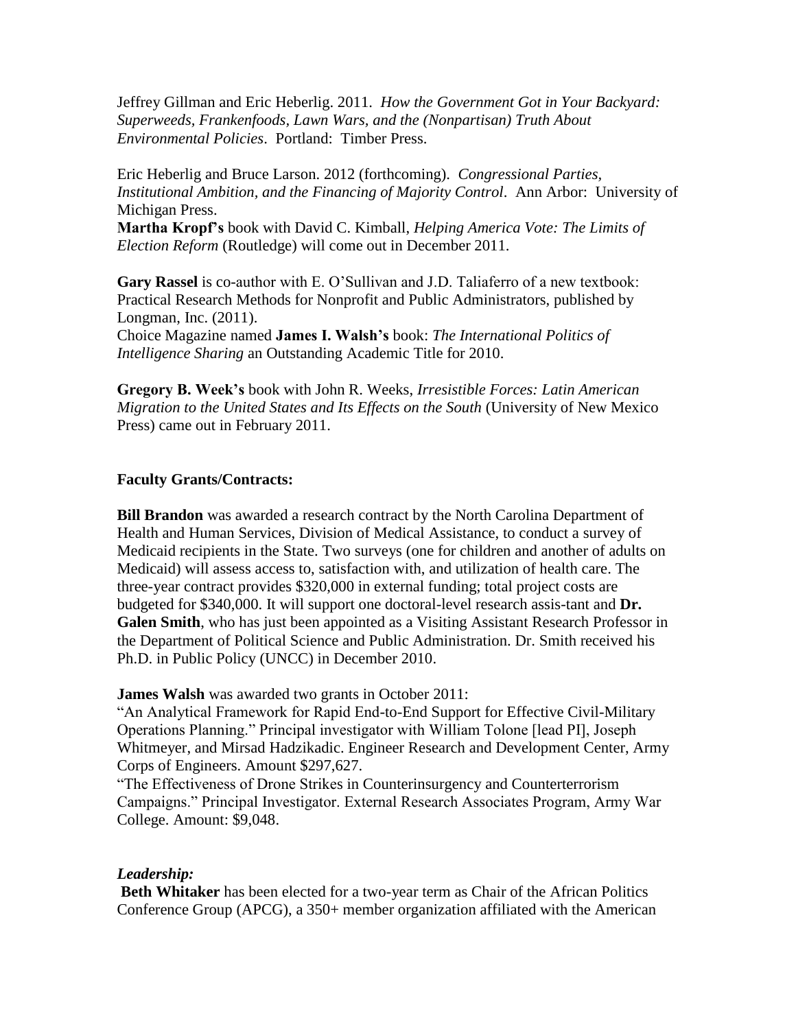Jeffrey Gillman and Eric Heberlig. 2011. *How the Government Got in Your Backyard: Superweeds, Frankenfoods, Lawn Wars, and the (Nonpartisan) Truth About Environmental Policies*. Portland: Timber Press.

Eric Heberlig and Bruce Larson. 2012 (forthcoming). *Congressional Parties, Institutional Ambition, and the Financing of Majority Control*. Ann Arbor: University of Michigan Press.
**Martha Kropf's** book with David C. Kimball, *Helping America Vote: The Limits of Election Reform* (Routledge) will come out in December 2011.

**Gary Rassel** is co-author with E. O'Sullivan and J.D. Taliaferro of a new textbook: Practical Research Methods for Nonprofit and Public Administrators, published by Longman, Inc. (2011).
Choice Magazine named **James I. Walsh's** book: *The International Politics of Intelligence Sharing* an Outstanding Academic Title for 2010.

**Gregory B. Week's** book with John R. Weeks, *Irresistible Forces: Latin American Migration to the United States and Its Effects on the South* (University of New Mexico Press) came out in February 2011.

**Faculty Grants/Contracts:**

**Bill Brandon** was awarded a research contract by the North Carolina Department of Health and Human Services, Division of Medical Assistance, to conduct a survey of Medicaid recipients in the State. Two surveys (one for children and another of adults on Medicaid) will assess access to, satisfaction with, and utilization of health care. The three-year contract provides $320,000 in external funding; total project costs are budgeted for $340,000. It will support one doctoral-level research assis-tant and **Dr. Galen Smith**, who has just been appointed as a Visiting Assistant Research Professor in the Department of Political Science and Public Administration. Dr. Smith received his Ph.D. in Public Policy (UNCC) in December 2010.

**James Walsh** was awarded two grants in October 2011:
"An Analytical Framework for Rapid End-to-End Support for Effective Civil-Military Operations Planning." Principal investigator with William Tolone [lead PI], Joseph Whitmeyer, and Mirsad Hadzikadic. Engineer Research and Development Center, Army Corps of Engineers. Amount $297,627.
"The Effectiveness of Drone Strikes in Counterinsurgency and Counterterrorism Campaigns." Principal Investigator. External Research Associates Program, Army War College. Amount: $9,048.

***Leadership:***

**Beth Whitaker** has been elected for a two-year term as Chair of the African Politics Conference Group (APCG), a 350+ member organization affiliated with the American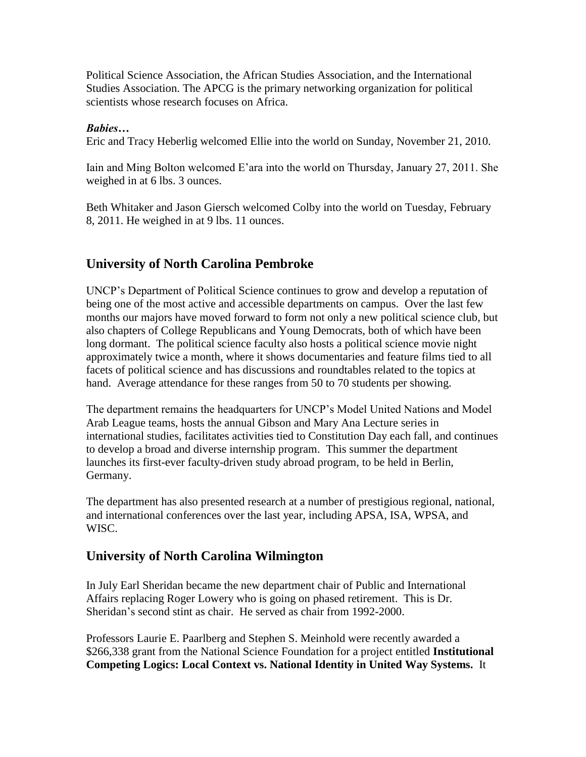Political Science Association, the African Studies Association, and the International Studies Association. The APCG is the primary networking organization for political scientists whose research focuses on Africa.

***Babies…***

Eric and Tracy Heberlig welcomed Ellie into the world on Sunday, November 21, 2010.

Iain and Ming Bolton welcomed E'ara into the world on Thursday, January 27, 2011. She weighed in at 6 lbs. 3 ounces.

Beth Whitaker and Jason Giersch welcomed Colby into the world on Tuesday, February 8, 2011. He weighed in at 9 lbs. 11 ounces.

## University of North Carolina Pembroke

UNCP's Department of Political Science continues to grow and develop a reputation of being one of the most active and accessible departments on campus. Over the last few months our majors have moved forward to form not only a new political science club, but also chapters of College Republicans and Young Democrats, both of which have been long dormant. The political science faculty also hosts a political science movie night approximately twice a month, where it shows documentaries and feature films tied to all facets of political science and has discussions and roundtables related to the topics at hand. Average attendance for these ranges from 50 to 70 students per showing.

The department remains the headquarters for UNCP's Model United Nations and Model Arab League teams, hosts the annual Gibson and Mary Ana Lecture series in international studies, facilitates activities tied to Constitution Day each fall, and continues to develop a broad and diverse internship program. This summer the department launches its first-ever faculty-driven study abroad program, to be held in Berlin, Germany.

The department has also presented research at a number of prestigious regional, national, and international conferences over the last year, including APSA, ISA, WPSA, and WISC.

## University of North Carolina Wilmington

In July Earl Sheridan became the new department chair of Public and International Affairs replacing Roger Lowery who is going on phased retirement. This is Dr. Sheridan's second stint as chair. He served as chair from 1992-2000.

Professors Laurie E. Paarlberg and Stephen S. Meinhold were recently awarded a $266,338 grant from the National Science Foundation for a project entitled **Institutional Competing Logics: Local Context vs. National Identity in United Way Systems.** It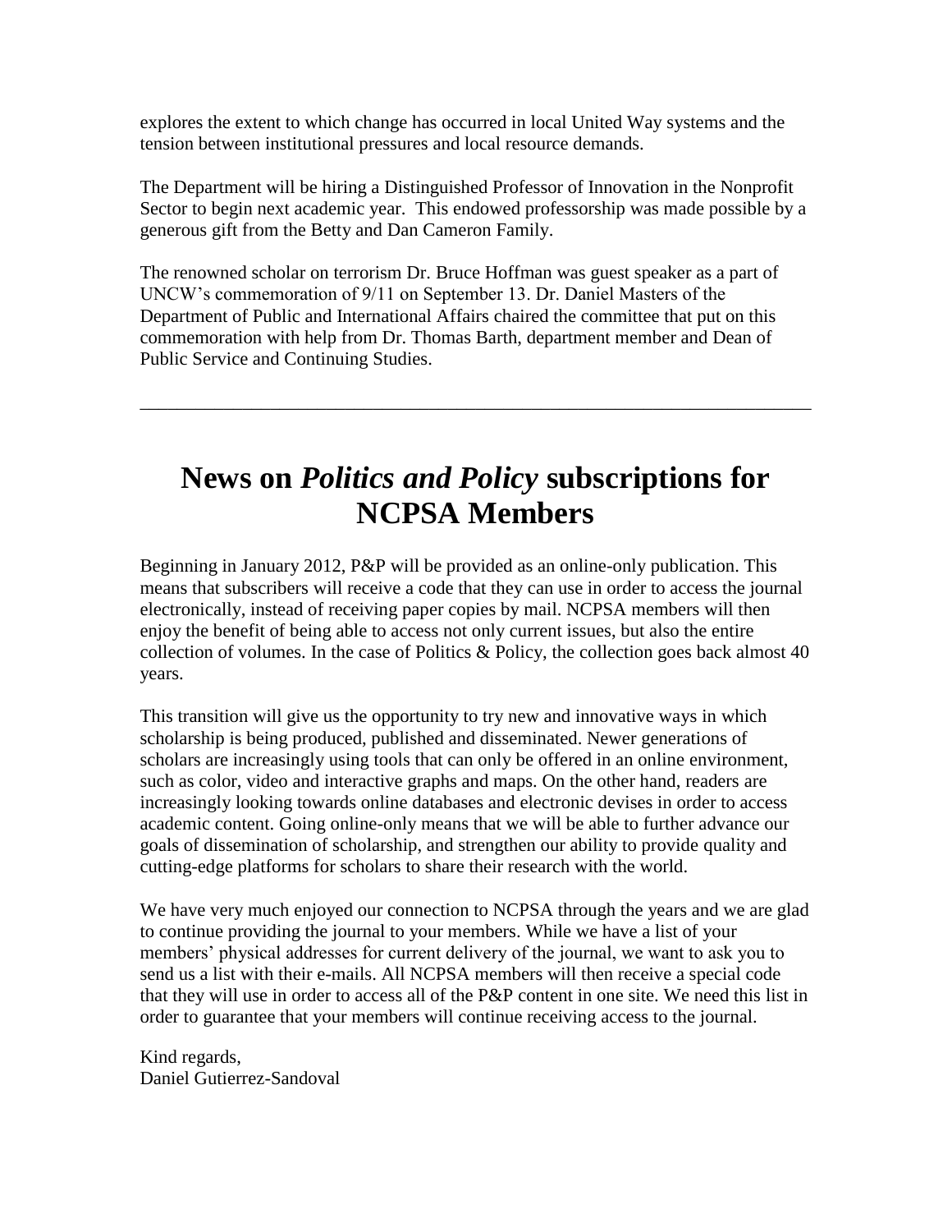explores the extent to which change has occurred in local United Way systems and the tension between institutional pressures and local resource demands.

The Department will be hiring a Distinguished Professor of Innovation in the Nonprofit Sector to begin next academic year. This endowed professorship was made possible by a generous gift from the Betty and Dan Cameron Family.

The renowned scholar on terrorism Dr. Bruce Hoffman was guest speaker as a part of UNCW's commemoration of 9/11 on September 13. Dr. Daniel Masters of the Department of Public and International Affairs chaired the committee that put on this commemoration with help from Dr. Thomas Barth, department member and Dean of Public Service and Continuing Studies.

---

# News on *Politics and Policy* subscriptions for NCPSA Members

Beginning in January 2012, P&P will be provided as an online-only publication. This means that subscribers will receive a code that they can use in order to access the journal electronically, instead of receiving paper copies by mail. NCPSA members will then enjoy the benefit of being able to access not only current issues, but also the entire collection of volumes. In the case of Politics & Policy, the collection goes back almost 40 years.

This transition will give us the opportunity to try new and innovative ways in which scholarship is being produced, published and disseminated. Newer generations of scholars are increasingly using tools that can only be offered in an online environment, such as color, video and interactive graphs and maps. On the other hand, readers are increasingly looking towards online databases and electronic devises in order to access academic content. Going online-only means that we will be able to further advance our goals of dissemination of scholarship, and strengthen our ability to provide quality and cutting-edge platforms for scholars to share their research with the world.

We have very much enjoyed our connection to NCPSA through the years and we are glad to continue providing the journal to your members. While we have a list of your members' physical addresses for current delivery of the journal, we want to ask you to send us a list with their e-mails. All NCPSA members will then receive a special code that they will use in order to access all of the P&P content in one site. We need this list in order to guarantee that your members will continue receiving access to the journal.

Kind regards,
Daniel Gutierrez-Sandoval